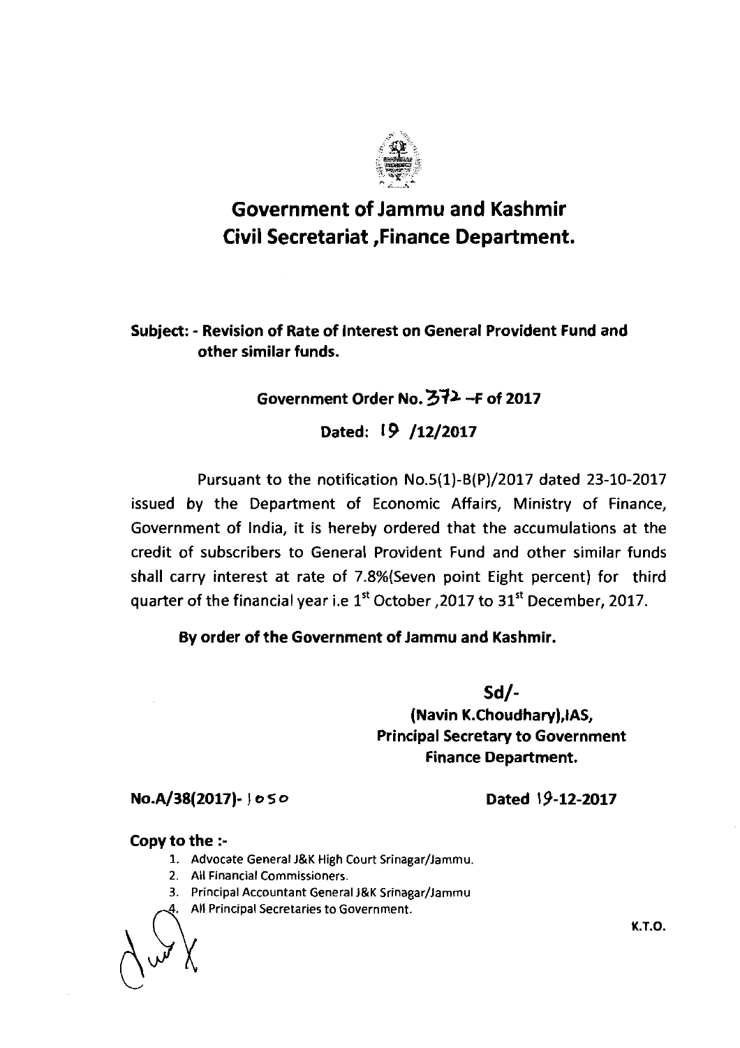# Government of Jammu and Kashmir
# Civil Secretariat ,Finance Department.

**Subject: - Revision of Rate of Interest on General Provident Fund and other similar funds.**

**Government Order No. 372 –F of 2017**

**Dated: 19 /12/2017**

Pursuant to the notification No.5(1)-B(P)/2017 dated 23-10-2017 issued by the Department of Economic Affairs, Ministry of Finance, Government of India, it is hereby ordered that the accumulations at the credit of subscribers to General Provident Fund and other similar funds shall carry interest at rate of 7.8%(Seven point Eight percent) for third quarter of the financial year i.e 1st October ,2017 to 31st December, 2017.

**By order of the Government of Jammu and Kashmir.**

**Sd/-**
**(Navin K.Choudhary),IAS,**
**Principal Secretary to Government**
**Finance Department.**

**No.A/38(2017)- 1050** **Dated 19-12-2017**

**Copy to the :-**

1. Advocate General J&K High Court Srinagar/Jammu.
2. All Financial Commissioners.
3. Principal Accountant General J&K Srinagar/Jammu
4. All Principal Secretaries to Government.

**K.T.O.**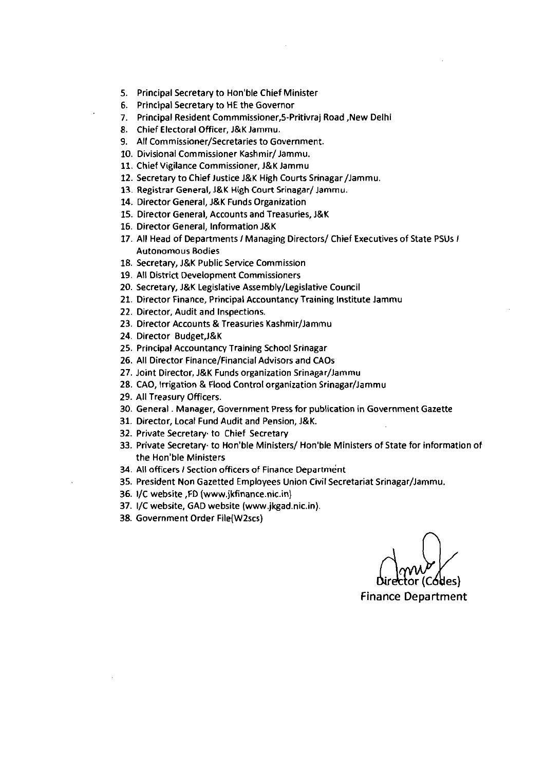5. Principal Secretary to Hon'ble Chief Minister
6. Principal Secretary to HE the Governor
7. Principal Resident Commmissioner,5-Pritivraj Road ,New Delhi
8. Chief Electoral Officer, J&K Jammu.
9. All Commissioner/Secretaries to Government.
10. Divisional Commissioner Kashmir/ Jammu.
11. Chief Vigilance Commissioner, J&K Jammu
12. Secretary to Chief Justice J&K High Courts Srinagar /Jammu.
13. Registrar General, J&K High Court Srinagar/ Jammu.
14. Director General, J&K Funds Organization
15. Director General, Accounts and Treasuries, J&K
16. Director General, Information J&K
17. All Head of Departments / Managing Directors/ Chief Executives of State PSUs / Autonomous Bodies
18. Secretary, J&K Public Service Commission
19. All District Development Commissioners
20. Secretary, J&K Legislative Assembly/Legislative Council
21. Director Finance, Principal Accountancy Training Institute Jammu
22. Director, Audit and Inspections.
23. Director Accounts & Treasuries Kashmir/Jammu
24. Director Budget,J&K
25. Principal Accountancy Training School Srinagar
26. All Director Finance/Financial Advisors and CAOs
27. Joint Director, J&K Funds organization Srinagar/Jammu
28. CAO, Irrigation & Flood Control organization Srinagar/Jammu
29. All Treasury Officers.
30. General . Manager, Government Press for publication in Government Gazette
31. Director, Local Fund Audit and Pension, J&K.
32. Private Secretary to Chief Secretary
33. Private Secretary to Hon'ble Ministers/ Hon'ble Ministers of State for information of the Hon'ble Ministers
34. All officers / Section officers of Finance Department
35. President Non Gazetted Employees Union Civil Secretariat Srinagar/Jammu.
36. I/C website ,FD (www.jkfinance.nic.in)
37. I/C website, GAD website (www.jkgad.nic.in).
38. Government Order File(W2scs)

Director (Codes)
Finance Department